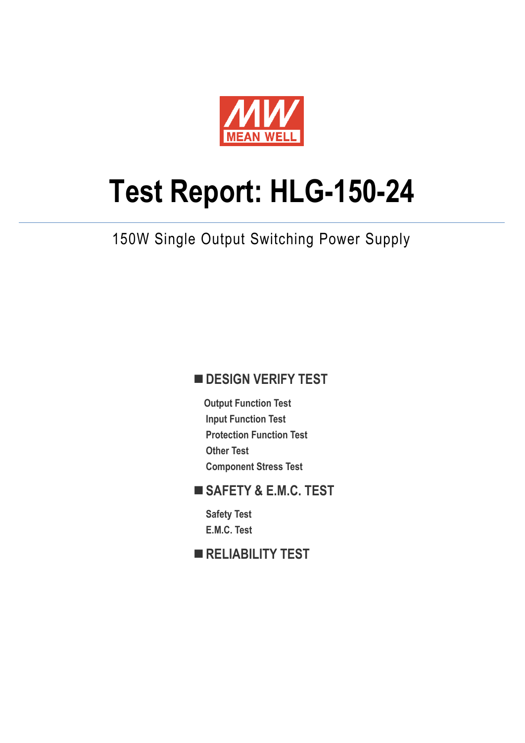MEAN WELL

# Test Report: HLG-150-24

150W Single Output Switching Power Supply

## ■ DESIGN VERIFY TEST

- Output Function Test
- Input Function Test
- Protection Function Test
- Other Test
- Component Stress Test

## ■ SAFETY & E.M.C. TEST

- Safety Test
- E.M.C. Test

## ■ RELIABILITY TEST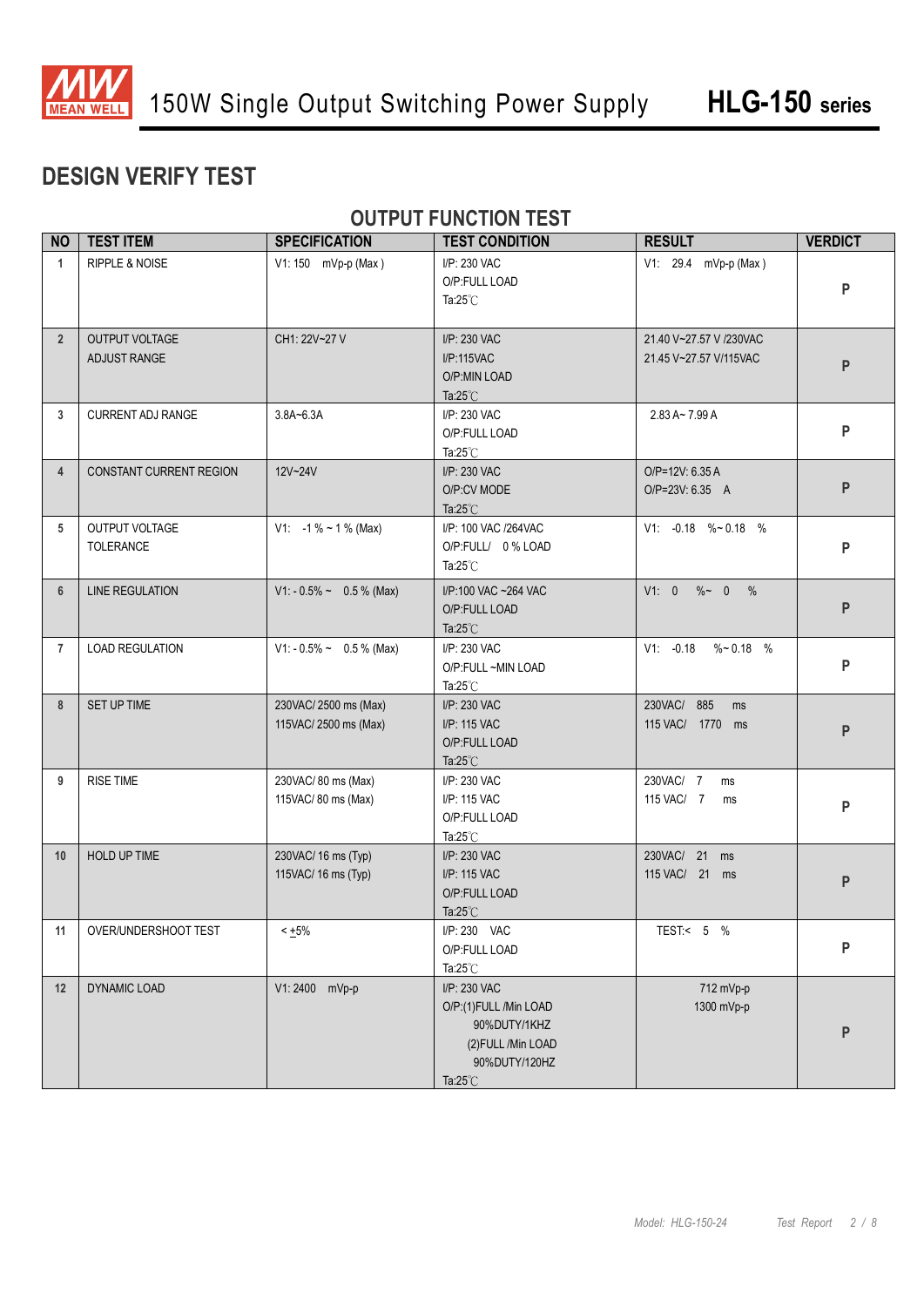# DESIGN VERIFY TEST

## OUTPUT FUNCTION TEST

| NO | TEST ITEM | SPECIFICATION | TEST CONDITION | RESULT | VERDICT |
|---|---|---|---|---|---|
| 1 | RIPPLE & NOISE | V1: 150 mVp-p (Max ) | I/P: 230 VAC<br>O/P:FULL LOAD<br>Ta:25℃ | V1: 29.4 mVp-p (Max ) | P |
| 2 | OUTPUT VOLTAGE ADJUST RANGE | CH1: 22V~27 V | I/P: 230 VAC<br>I/P:115VAC<br>O/P:MIN LOAD<br>Ta:25℃ | 21.40 V~27.57 V /230VAC<br>21.45 V~27.57 V/115VAC | P |
| 3 | CURRENT ADJ RANGE | 3.8A~6.3A | I/P: 230 VAC<br>O/P:FULL LOAD<br>Ta:25℃ | 2.83 A~ 7.99 A | P |
| 4 | CONSTANT CURRENT REGION | 12V~24V | I/P: 230 VAC<br>O/P:CV MODE<br>Ta:25℃ | O/P=12V: 6.35 A<br>O/P=23V: 6.35 A | P |
| 5 | OUTPUT VOLTAGE TOLERANCE | V1: -1 % ~ 1 % (Max) | I/P: 100 VAC /264VAC<br>O/P:FULL/ 0 % LOAD<br>Ta:25℃ | V1: -0.18 %~ 0.18 % | P |
| 6 | LINE REGULATION | V1: - 0.5% ~ 0.5 % (Max) | I/P:100 VAC ~264 VAC<br>O/P:FULL LOAD<br>Ta:25℃ | V1: 0 %~ 0 % | P |
| 7 | LOAD REGULATION | V1: - 0.5% ~ 0.5 % (Max) | I/P: 230 VAC<br>O/P:FULL ~MIN LOAD<br>Ta:25℃ | V1: -0.18 %~ 0.18 % | P |
| 8 | SET UP TIME | 230VAC/ 2500 ms (Max)<br>115VAC/ 2500 ms (Max) | I/P: 230 VAC<br>I/P: 115 VAC<br>O/P:FULL LOAD<br>Ta:25℃ | 230VAC/ 885 ms<br>115 VAC/ 1770 ms | P |
| 9 | RISE TIME | 230VAC/ 80 ms (Max)<br>115VAC/ 80 ms (Max) | I/P: 230 VAC<br>I/P: 115 VAC<br>O/P:FULL LOAD<br>Ta:25℃ | 230VAC/ 7 ms<br>115 VAC/ 7 ms | P |
| 10 | HOLD UP TIME | 230VAC/ 16 ms (Typ)<br>115VAC/ 16 ms (Typ) | I/P: 230 VAC<br>I/P: 115 VAC<br>O/P:FULL LOAD<br>Ta:25℃ | 230VAC/ 21 ms<br>115 VAC/ 21 ms | P |
| 11 | OVER/UNDERSHOOT TEST | < ±5% | I/P: 230 VAC<br>O/P:FULL LOAD<br>Ta:25℃ | TEST:< 5 % | P |
| 12 | DYNAMIC LOAD | V1: 2400 mVp-p | I/P: 230 VAC<br>O/P:(1)FULL /Min LOAD 90%DUTY/1KHZ<br>(2)FULL /Min LOAD 90%DUTY/120HZ<br>Ta:25℃ | 712 mVp-p<br>1300 mVp-p | P |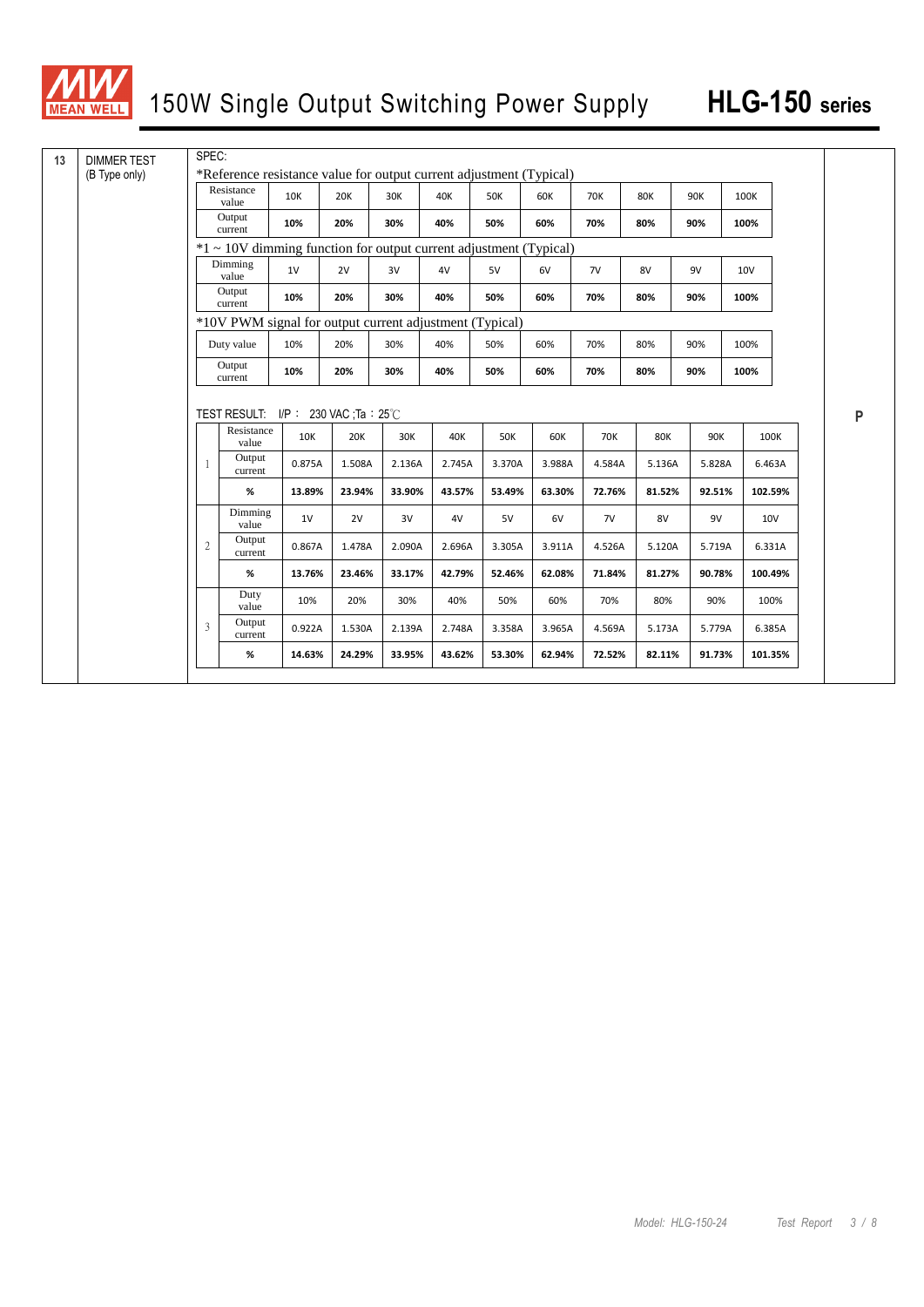# 150W Single Output Switching Power Supply HLG-150 series

13 DIMMER TEST (B Type only)

SPEC:

*Reference resistance value for output current adjustment (Typical)

| Resistance value | 10K | 20K | 30K | 40K | 50K | 60K | 70K | 80K | 90K | 100K |
|---|---|---|---|---|---|---|---|---|---|---|
| Output current | **10%** | **20%** | **30%** | **40%** | **50%** | **60%** | **70%** | **80%** | **90%** | **100%** |

*1 ~ 10V dimming function for output current adjustment (Typical)

| Dimming value | 1V | 2V | 3V | 4V | 5V | 6V | 7V | 8V | 9V | 10V |
|---|---|---|---|---|---|---|---|---|---|---|
| Output current | **10%** | **20%** | **30%** | **40%** | **50%** | **60%** | **70%** | **80%** | **90%** | **100%** |

*10V PWM signal for output current adjustment (Typical)

| Duty value | 10% | 20% | 30% | 40% | 50% | 60% | 70% | 80% | 90% | 100% |
|---|---|---|---|---|---|---|---|---|---|---|
| Output current | **10%** | **20%** | **30%** | **40%** | **50%** | **60%** | **70%** | **80%** | **90%** | **100%** |

TEST RESULT: I/P： 230 VAC ;Ta：25℃

| | | | | | | | | | | | |
|---|---|---|---|---|---|---|---|---|---|---|---|
| 1 | Resistance value | 10K | 20K | 30K | 40K | 50K | 60K | 70K | 80K | 90K | 100K |
| | Output current | 0.875A | 1.508A | 2.136A | 2.745A | 3.370A | 3.988A | 4.584A | 5.136A | 5.828A | 6.463A |
| | **%** | **13.89%** | **23.94%** | **33.90%** | **43.57%** | **53.49%** | **63.30%** | **72.76%** | **81.52%** | **92.51%** | **102.59%** |
| 2 | Dimming value | 1V | 2V | 3V | 4V | 5V | 6V | 7V | 8V | 9V | 10V |
| | Output current | 0.867A | 1.478A | 2.090A | 2.696A | 3.305A | 3.911A | 4.526A | 5.120A | 5.719A | 6.331A |
| | **%** | **13.76%** | **23.46%** | **33.17%** | **42.79%** | **52.46%** | **62.08%** | **71.84%** | **81.27%** | **90.78%** | **100.49%** |
| 3 | Duty value | 10% | 20% | 30% | 40% | 50% | 60% | 70% | 80% | 90% | 100% |
| | Output current | 0.922A | 1.530A | 2.139A | 2.748A | 3.358A | 3.965A | 4.569A | 5.173A | 5.779A | 6.385A |
| | **%** | **14.63%** | **24.29%** | **33.95%** | **43.62%** | **53.30%** | **62.94%** | **72.52%** | **82.11%** | **91.73%** | **101.35%** |

P

Model: HLG-150-24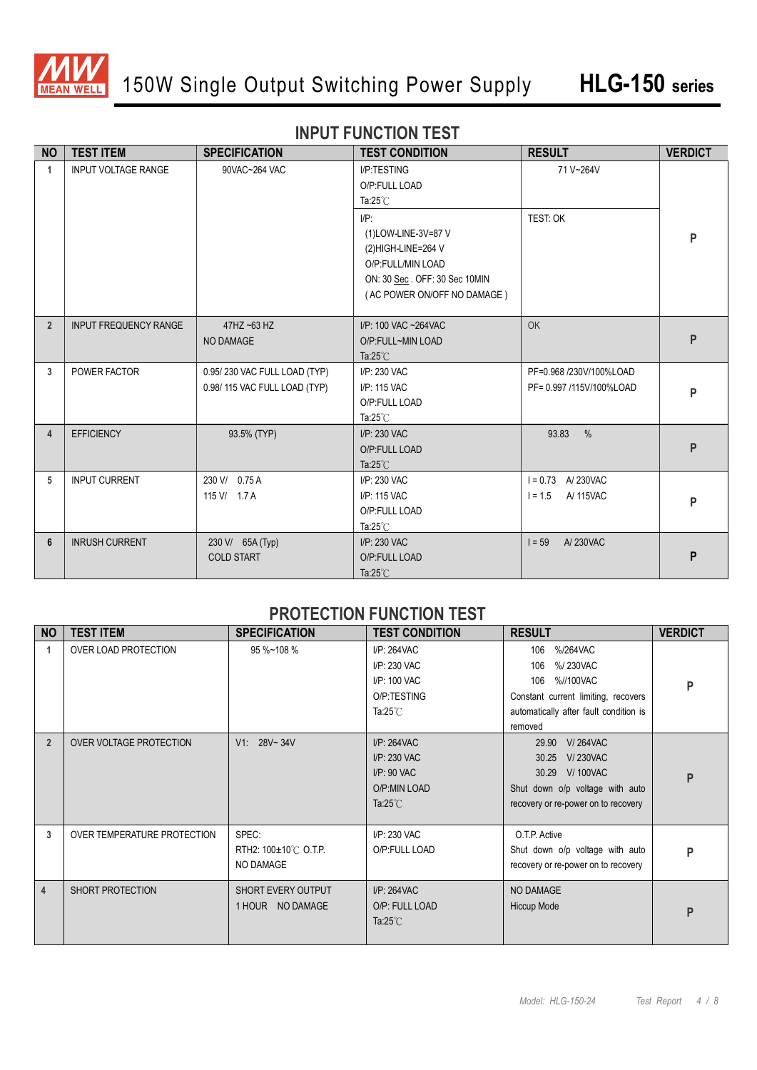# 150W Single Output Switching Power Supply — HLG-150 series

## INPUT FUNCTION TEST

| NO | TEST ITEM | SPECIFICATION | TEST CONDITION | RESULT | VERDICT |
|---|---|---|---|---|---|
| 1 | INPUT VOLTAGE RANGE | 90VAC~264 VAC | I/P:TESTING<br>O/P:FULL LOAD<br>Ta:25℃ | 71 V~264V | P |
| | | | I/P:<br>(1)LOW-LINE-3V=87 V<br>(2)HIGH-LINE=264 V<br>O/P:FULL/MIN LOAD<br>ON: 30 Sec . OFF: 30 Sec 10MIN<br>( AC POWER ON/OFF NO DAMAGE ) | TEST: OK | |
| 2 | INPUT FREQUENCY RANGE | 47HZ ~63 HZ<br>NO DAMAGE | I/P: 100 VAC ~264VAC<br>O/P:FULL~MIN LOAD<br>Ta:25℃ | OK | P |
| 3 | POWER FACTOR | 0.95/ 230 VAC FULL LOAD (TYP)<br>0.98/ 115 VAC FULL LOAD (TYP) | I/P: 230 VAC<br>I/P: 115 VAC<br>O/P:FULL LOAD<br>Ta:25℃ | PF=0.968 /230V/100%LOAD<br>PF= 0.997 /115V/100%LOAD | P |
| 4 | EFFICIENCY | 93.5% (TYP) | I/P: 230 VAC<br>O/P:FULL LOAD<br>Ta:25℃ | 93.83 % | P |
| 5 | INPUT CURRENT | 230 V/ 0.75 A<br>115 V/ 1.7 A | I/P: 230 VAC<br>I/P: 115 VAC<br>O/P:FULL LOAD<br>Ta:25℃ | I = 0.73 A/ 230VAC<br>I = 1.5 A/ 115VAC | P |
| 6 | INRUSH CURRENT | 230 V/ 65A (Typ)<br>COLD START | I/P: 230 VAC<br>O/P:FULL LOAD<br>Ta:25℃ | I = 59 A/ 230VAC | P |

## PROTECTION FUNCTION TEST

| NO | TEST ITEM | SPECIFICATION | TEST CONDITION | RESULT | VERDICT |
|---|---|---|---|---|---|
| 1 | OVER LOAD PROTECTION | 95 %~108 % | I/P: 264VAC<br>I/P: 230 VAC<br>I/P: 100 VAC<br>O/P:TESTING<br>Ta:25℃ | 106 %/264VAC<br>106 %/ 230VAC<br>106 %//100VAC<br>Constant current limiting, recovers automatically after fault condition is removed | P |
| 2 | OVER VOLTAGE PROTECTION | V1: 28V~ 34V | I/P: 264VAC<br>I/P: 230 VAC<br>I/P: 90 VAC<br>O/P:MIN LOAD<br>Ta:25℃ | 29.90 V/ 264VAC<br>30.25 V/ 230VAC<br>30.29 V/ 100VAC<br>Shut down o/p voltage with auto recovery or re-power on to recovery | P |
| 3 | OVER TEMPERATURE PROTECTION | SPEC:<br>RTH2: 100±10℃ O.T.P.<br>NO DAMAGE | I/P: 230 VAC<br>O/P:FULL LOAD | O.T.P. Active<br>Shut down o/p voltage with auto recovery or re-power on to recovery | P |
| 4 | SHORT PROTECTION | SHORT EVERY OUTPUT<br>1 HOUR NO DAMAGE | I/P: 264VAC<br>O/P: FULL LOAD<br>Ta:25℃ | NO DAMAGE<br>Hiccup Mode | P |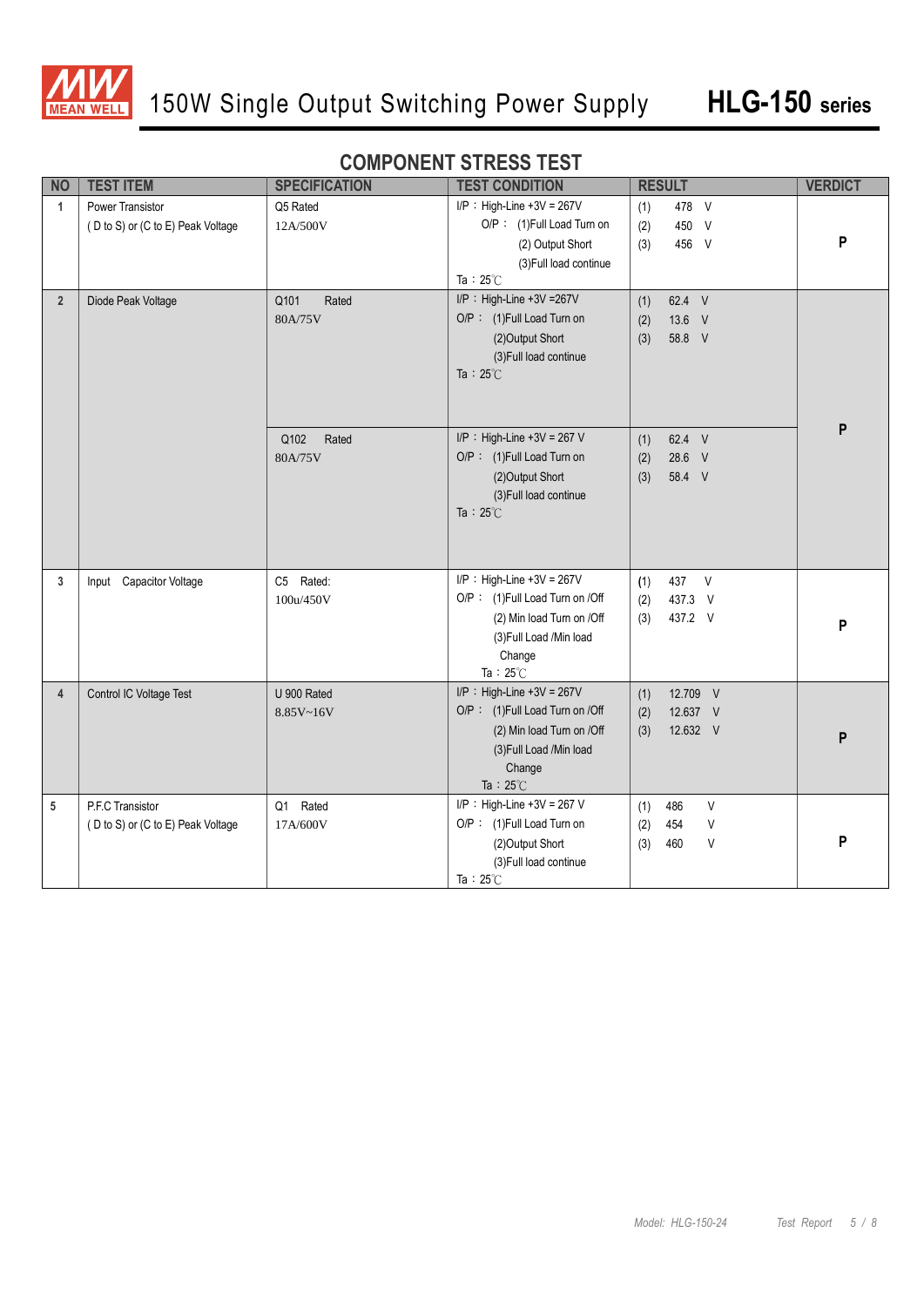## COMPONENT STRESS TEST

| NO | TEST ITEM | SPECIFICATION | TEST CONDITION | RESULT | VERDICT |
|---|---|---|---|---|---|
| 1 | Power Transistor<br>( D to S) or (C to E) Peak Voltage | Q5 Rated<br>12A/500V | I/P：High-Line +3V = 267V<br>O/P：(1)Full Load Turn on<br>(2) Output Short<br>(3)Full load continue<br>Ta：25℃ | (1) 478 V<br>(2) 450 V<br>(3) 456 V | P |
| 2 | Diode Peak Voltage | Q101 Rated<br>80A/75V | I/P：High-Line +3V =267V<br>O/P：(1)Full Load Turn on<br>(2)Output Short<br>(3)Full load continue<br>Ta：25℃ | (1) 62.4 V<br>(2) 13.6 V<br>(3) 58.8 V | P |
| | | Q102 Rated<br>80A/75V | I/P：High-Line +3V = 267 V<br>O/P：(1)Full Load Turn on<br>(2)Output Short<br>(3)Full load continue<br>Ta：25℃ | (1) 62.4 V<br>(2) 28.6 V<br>(3) 58.4 V | |
| 3 | Input Capacitor Voltage | C5 Rated:<br>100u/450V | I/P：High-Line +3V = 267V<br>O/P：(1)Full Load Turn on /Off<br>(2) Min load Turn on /Off<br>(3)Full Load /Min load Change<br>Ta：25℃ | (1) 437 V<br>(2) 437.3 V<br>(3) 437.2 V | P |
| 4 | Control IC Voltage Test | U 900 Rated<br>8.85V~16V | I/P：High-Line +3V = 267V<br>O/P：(1)Full Load Turn on /Off<br>(2) Min load Turn on /Off<br>(3)Full Load /Min load Change<br>Ta：25℃ | (1) 12.709 V<br>(2) 12.637 V<br>(3) 12.632 V | P |
| 5 | P.F.C Transistor<br>( D to S) or (C to E) Peak Voltage | Q1 Rated<br>17A/600V | I/P：High-Line +3V = 267 V<br>O/P：(1)Full Load Turn on<br>(2)Output Short<br>(3)Full load continue<br>Ta：25℃ | (1) 486 V<br>(2) 454 V<br>(3) 460 V | P |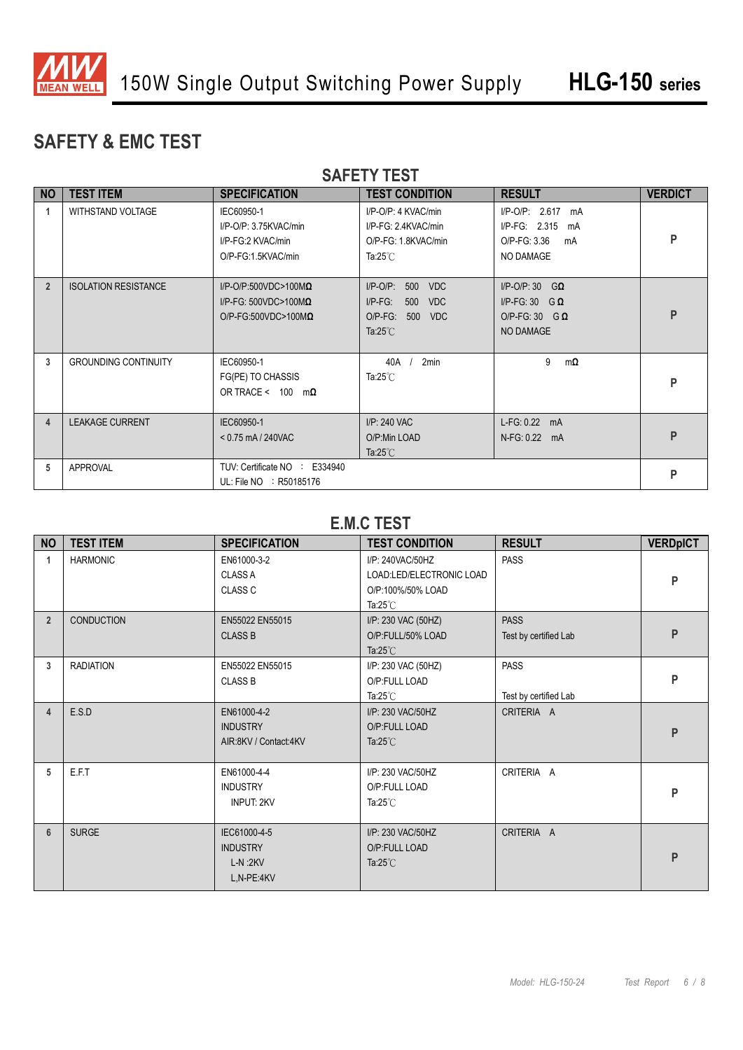## SAFETY & EMC TEST

### SAFETY TEST

| NO | TEST ITEM | SPECIFICATION | TEST CONDITION | RESULT | VERDICT |
|---|---|---|---|---|---|
| 1 | WITHSTAND VOLTAGE | IEC60950-1<br>I/P-O/P: 3.75KVAC/min<br>I/P-FG:2 KVAC/min<br>O/P-FG:1.5KVAC/min | I/P-O/P: 4 KVAC/min<br>I/P-FG: 2.4KVAC/min<br>O/P-FG: 1.8KVAC/min<br>Ta:25℃ | I/P-O/P: 2.617 mA<br>I/P-FG: 2.315 mA<br>O/P-FG: 3.36 mA<br>NO DAMAGE | P |
| 2 | ISOLATION RESISTANCE | I/P-O/P:500VDC>100MΩ<br>I/P-FG: 500VDC>100MΩ<br>O/P-FG:500VDC>100MΩ | I/P-O/P: 500 VDC<br>I/P-FG: 500 VDC<br>O/P-FG: 500 VDC<br>Ta:25℃ | I/P-O/P: 30 GΩ<br>I/P-FG: 30 GΩ<br>O/P-FG: 30 GΩ<br>NO DAMAGE | P |
| 3 | GROUNDING CONTINUITY | IEC60950-1<br>FG(PE) TO CHASSIS<br>OR TRACE < 100 mΩ | 40A / 2min<br>Ta:25℃ | 9 mΩ | P |
| 4 | LEAKAGE CURRENT | IEC60950-1<br>< 0.75 mA / 240VAC | I/P: 240 VAC<br>O/P:Min LOAD<br>Ta:25℃ | L-FG: 0.22 mA<br>N-FG: 0.22 mA | P |
| 5 | APPROVAL | TUV: Certificate NO : E334940<br>UL: File NO : R50185176 | | | P |

### E.M.C TEST

| NO | TEST ITEM | SPECIFICATION | TEST CONDITION | RESULT | VERDpICT |
|---|---|---|---|---|---|
| 1 | HARMONIC | EN61000-3-2<br>CLASS A<br>CLASS C | I/P: 240VAC/50HZ<br>LOAD:LED/ELECTRONIC LOAD<br>O/P:100%/50% LOAD<br>Ta:25℃ | PASS | P |
| 2 | CONDUCTION | EN55022 EN55015<br>CLASS B | I/P: 230 VAC (50HZ)<br>O/P:FULL/50% LOAD<br>Ta:25℃ | PASS<br>Test by certified Lab | P |
| 3 | RADIATION | EN55022 EN55015<br>CLASS B | I/P: 230 VAC (50HZ)<br>O/P:FULL LOAD<br>Ta:25℃ | PASS<br>Test by certified Lab | P |
| 4 | E.S.D | EN61000-4-2<br>INDUSTRY<br>AIR:8KV / Contact:4KV | I/P: 230 VAC/50HZ<br>O/P:FULL LOAD<br>Ta:25℃ | CRITERIA A | P |
| 5 | E.F.T | EN61000-4-4<br>INDUSTRY<br>INPUT: 2KV | I/P: 230 VAC/50HZ<br>O/P:FULL LOAD<br>Ta:25℃ | CRITERIA A | P |
| 6 | SURGE | IEC61000-4-5<br>INDUSTRY<br>L-N :2KV<br>L,N-PE:4KV | I/P: 230 VAC/50HZ<br>O/P:FULL LOAD<br>Ta:25℃ | CRITERIA A | P |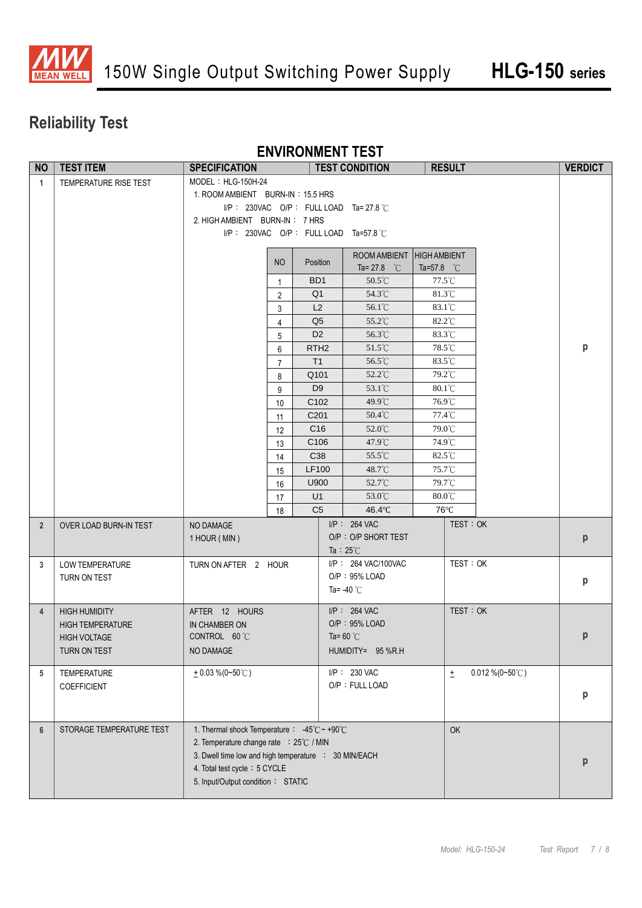# Reliability Test

## ENVIRONMENT TEST

| NO | TEST ITEM | SPECIFICATION | TEST CONDITION | RESULT | VERDICT |
|---|---|---|---|---|---|
| 1 | TEMPERATURE RISE TEST | MODEL：HLG-150H-24<br>1. ROOM AMBIENT BURN-IN：15.5 HRS<br>I/P： 230VAC O/P： FULL LOAD Ta= 27.8 ℃<br>2. HIGH AMBIENT BURN-IN： 7 HRS<br>I/P： 230VAC O/P： FULL LOAD Ta=57.8 ℃ | | | p |

| NO | Position | ROOM AMBIENT Ta= 27.8 ℃ | HIGH AMBIENT Ta=57.8 ℃ |
|---|---|---|---|
| 1 | BD1 | 50.5℃ | 77.5℃ |
| 2 | Q1 | 54.3℃ | 81.3℃ |
| 3 | L2 | 56.1℃ | 83.1℃ |
| 4 | Q5 | 55.2℃ | 82.2℃ |
| 5 | D2 | 56.3℃ | 83.3℃ |
| 6 | RTH2 | 51.5℃ | 78.5℃ |
| 7 | T1 | 56.5℃ | 83.5℃ |
| 8 | Q101 | 52.2℃ | 79.2℃ |
| 9 | D9 | 53.1℃ | 80.1℃ |
| 10 | C102 | 49.9℃ | 76.9℃ |
| 11 | C201 | 50.4℃ | 77.4℃ |
| 12 | C16 | 52.0℃ | 79.0℃ |
| 13 | C106 | 47.9℃ | 74.9℃ |
| 14 | C38 | 55.5℃ | 82.5℃ |
| 15 | LF100 | 48.7℃ | 75.7℃ |
| 16 | U900 | 52.7℃ | 79.7℃ |
| 17 | U1 | 53.0℃ | 80.0℃ |
| 18 | C5 | 46.4℃ | 76℃ |

| NO | TEST ITEM | SPECIFICATION | TEST CONDITION | RESULT | VERDICT |
|---|---|---|---|---|---|
| 2 | OVER LOAD BURN-IN TEST | NO DAMAGE<br>1 HOUR ( MIN ) | I/P： 264 VAC<br>O/P：O/P SHORT TEST<br>Ta：25℃ | TEST：OK | p |
| 3 | LOW TEMPERATURE<br>TURN ON TEST | TURN ON AFTER 2 HOUR | I/P： 264 VAC/100VAC<br>O/P：95% LOAD<br>Ta= -40 ℃ | TEST：OK | p |
| 4 | HIGH HUMIDITY<br>HIGH TEMPERATURE<br>HIGH VOLTAGE<br>TURN ON TEST | AFTER 12 HOURS<br>IN CHAMBER ON<br>CONTROL 60 ℃<br>NO DAMAGE | I/P： 264 VAC<br>O/P：95% LOAD<br>Ta= 60 ℃<br>HUMIDITY= 95 %R.H | TEST：OK | p |
| 5 | TEMPERATURE<br>COEFFICIENT | ± 0.03 %(0~50℃) | I/P： 230 VAC<br>O/P：FULL LOAD | ± 0.012 %(0~50℃) | p |
| 6 | STORAGE TEMPERATURE TEST | 1. Thermal shock Temperature： -45℃ ~ +90℃<br>2. Temperature change rate ：25℃ / MIN<br>3. Dwell time low and high temperature ： 30 MIN/EACH<br>4. Total test cycle：5 CYCLE<br>5. Input/Output condition： STATIC | | OK | p |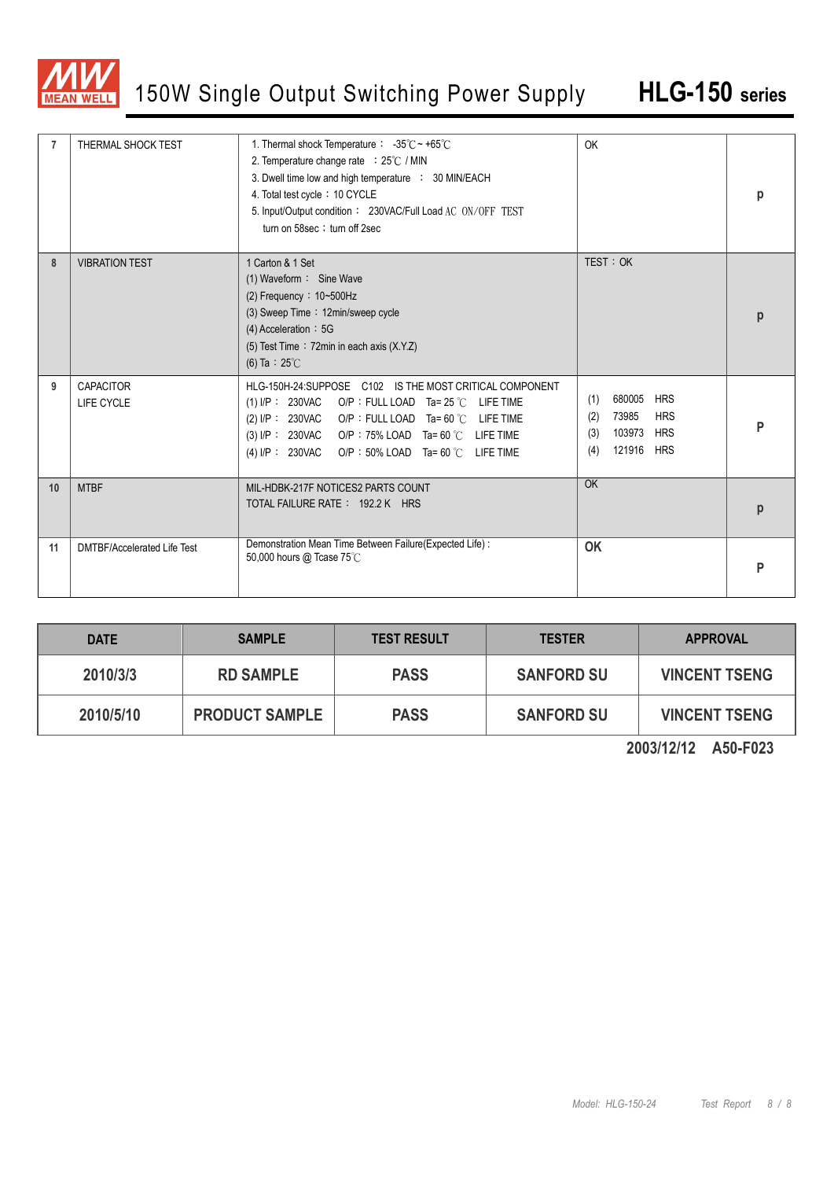| | | | | |
|---|---|---|---|---|
| 7 | THERMAL SHOCK TEST | 1. Thermal shock Temperature： -35℃ ~ +65℃<br>2. Temperature change rate ：25℃ / MIN<br>3. Dwell time low and high temperature ： 30 MIN/EACH<br>4. Total test cycle：10 CYCLE<br>5. Input/Output condition： 230VAC/Full Load AC ON/OFF TEST<br>turn on 58sec；turn off 2sec | OK | p |
| 8 | VIBRATION TEST | 1 Carton & 1 Set<br>(1) Waveform： Sine Wave<br>(2) Frequency：10~500Hz<br>(3) Sweep Time：12min/sweep cycle<br>(4) Acceleration：5G<br>(5) Test Time：72min in each axis (X.Y.Z)<br>(6) Ta：25℃ | TEST：OK | p |
| 9 | CAPACITOR LIFE CYCLE | HLG-150H-24:SUPPOSE C102 IS THE MOST CRITICAL COMPONENT<br>(1) I/P： 230VAC O/P：FULL LOAD Ta= 25 ℃ LIFE TIME<br>(2) I/P： 230VAC O/P：FULL LOAD Ta= 60 ℃ LIFE TIME<br>(3) I/P： 230VAC O/P：75% LOAD Ta= 60 ℃ LIFE TIME<br>(4) I/P： 230VAC O/P：50% LOAD Ta= 60 ℃ LIFE TIME | (1) 680005 HRS<br>(2) 73985 HRS<br>(3) 103973 HRS<br>(4) 121916 HRS | P |
| 10 | MTBF | MIL-HDBK-217F NOTICES2 PARTS COUNT<br>TOTAL FAILURE RATE： 192.2 K HRS | OK | p |
| 11 | DMTBF/Accelerated Life Test | Demonstration Mean Time Between Failure(Expected Life) :<br>50,000 hours @ Tcase 75℃ | **OK** | P |

| DATE | SAMPLE | TEST RESULT | TESTER | APPROVAL |
|---|---|---|---|---|
| 2010/3/3 | RD SAMPLE | PASS | SANFORD SU | VINCENT TSENG |
| 2010/5/10 | PRODUCT SAMPLE | PASS | SANFORD SU | VINCENT TSENG |

**2003/12/12 A50-F023**